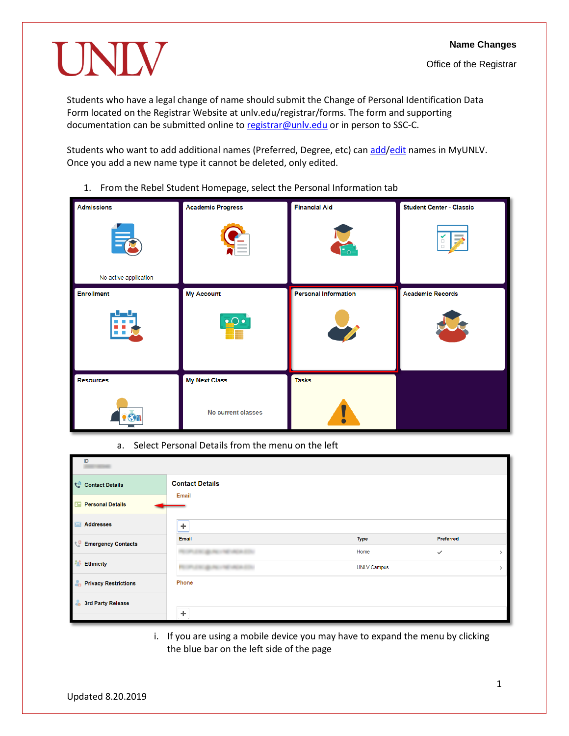# Name Changes

Office of the Registrar

Students who have a legal change of name should submit the Change of Personal Identification Data Form located on the Registrar Website at unlv.edu/registrar/forms. The form and supporting documentation can be submitted online to registrar@unlv.edu or in person to SSC-C.

Students who want to add additional names (Preferred, Degree, etc) can add/edit names in MyUNLV. Once you add a new name type it cannot be deleted, only edited.

1. From the Rebel Student Homepage, select the Personal Information tab

   a. Select Personal Details from the menu on the left

      i. If you are using a mobile device you may have to expand the menu by clicking the blue bar on the left side of the page

Updated 8.20.2019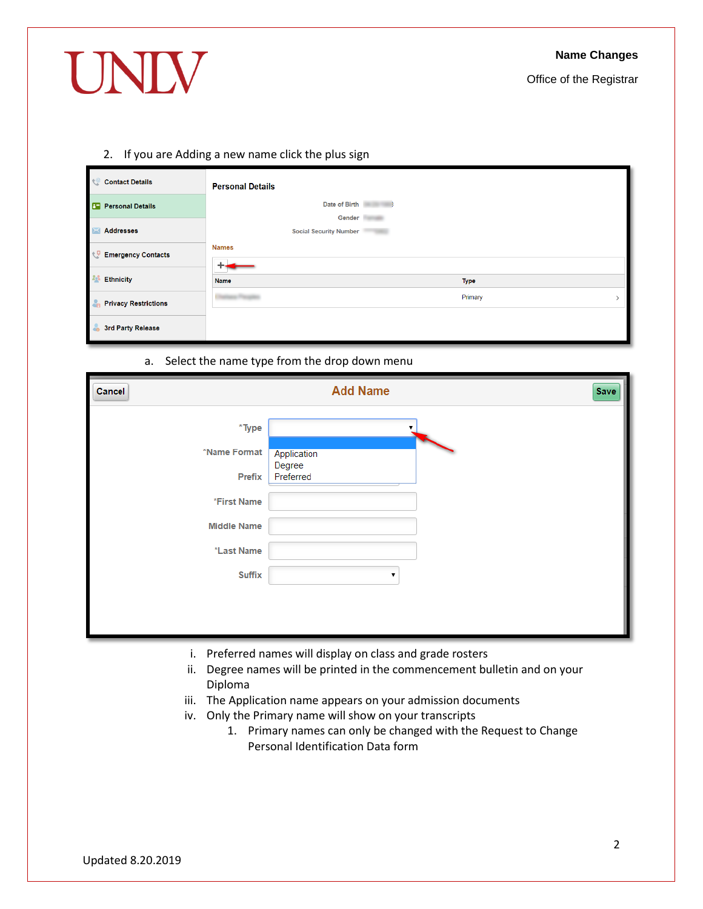2. If you are Adding a new name click the plus sign

    a. Select the name type from the drop down menu

        i. Preferred names will display on class and grade rosters
        ii. Degree names will be printed in the commencement bulletin and on your Diploma
        iii. The Application name appears on your admission documents
        iv. Only the Primary name will show on your transcripts
            1. Primary names can only be changed with the Request to Change Personal Identification Data form

Updated 8.20.2019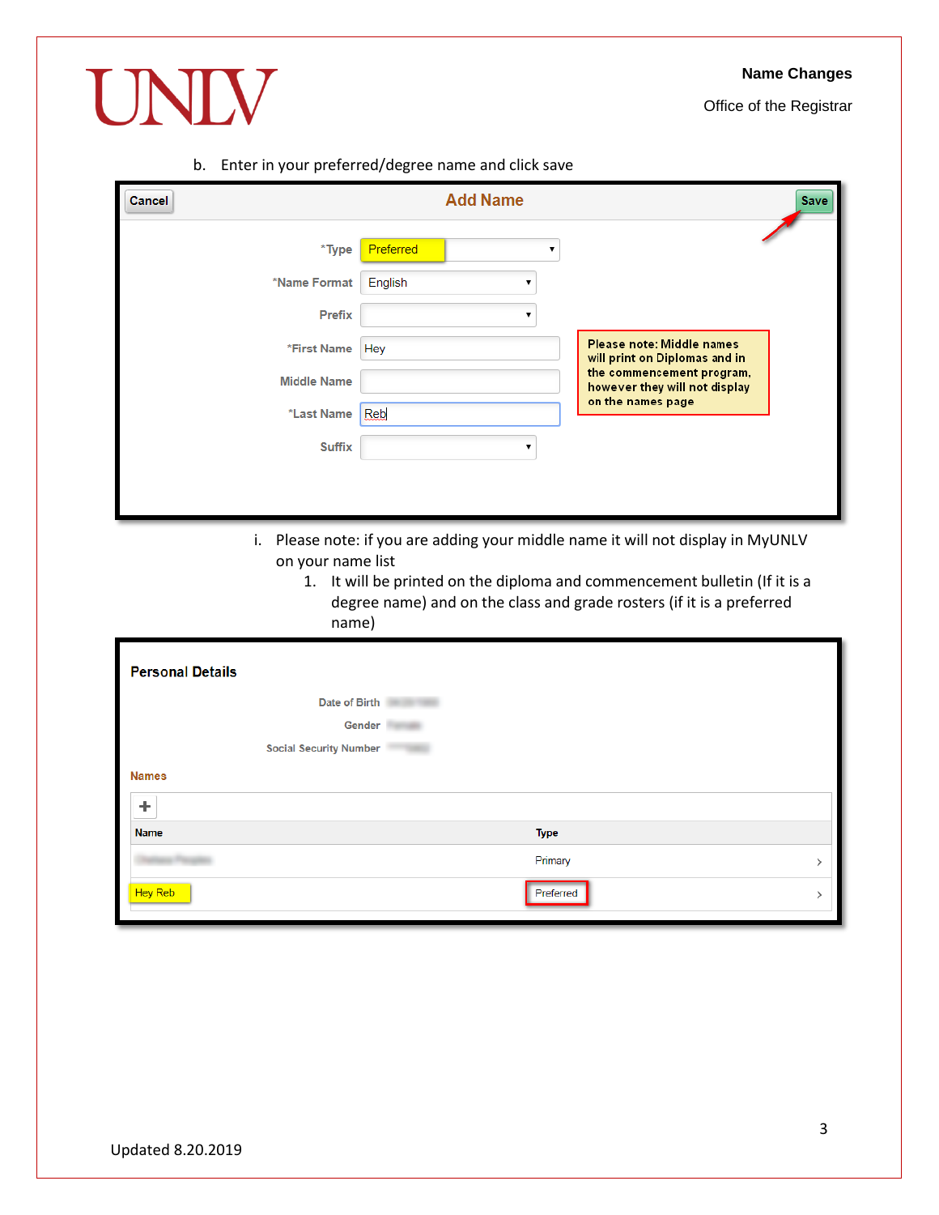b. Enter in your preferred/degree name and click save

Cancel | Add Name | Save

| | |
|---|---|
| *Type | Preferred |
| *Name Format | English |
| Prefix | |
| *First Name | Hey |
| Middle Name | |
| *Last Name | Reb |
| Suffix | |

Please note: Middle names will print on Diplomas and in the commencement program, however they will not display on the names page

i. Please note: if you are adding your middle name it will not display in MyUNLV on your name list

1. It will be printed on the diploma and commencement bulletin (If it is a degree name) and on the class and grade rosters (if it is a preferred name)

**Personal Details**

Date of Birth

Gender

Social Security Number

**Names**

| Name | Type |
|---|---|
| | Primary |
| Hey Reb | Preferred |

Updated 8.20.2019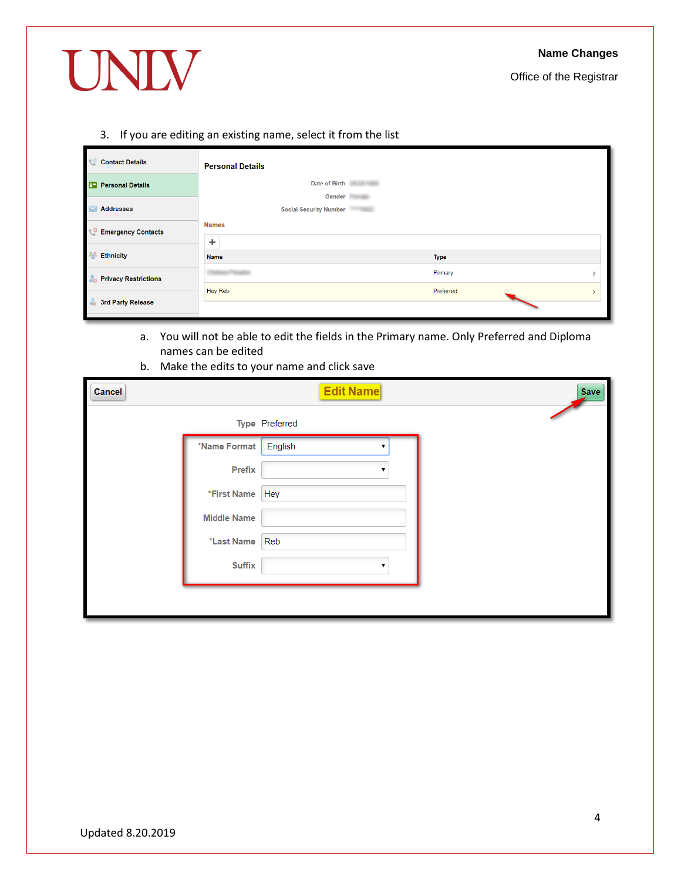3. If you are editing an existing name, select it from the list

   a. You will not be able to edit the fields in the Primary name. Only Preferred and Diploma names can be edited
   b. Make the edits to your name and click save

Updated 8.20.2019